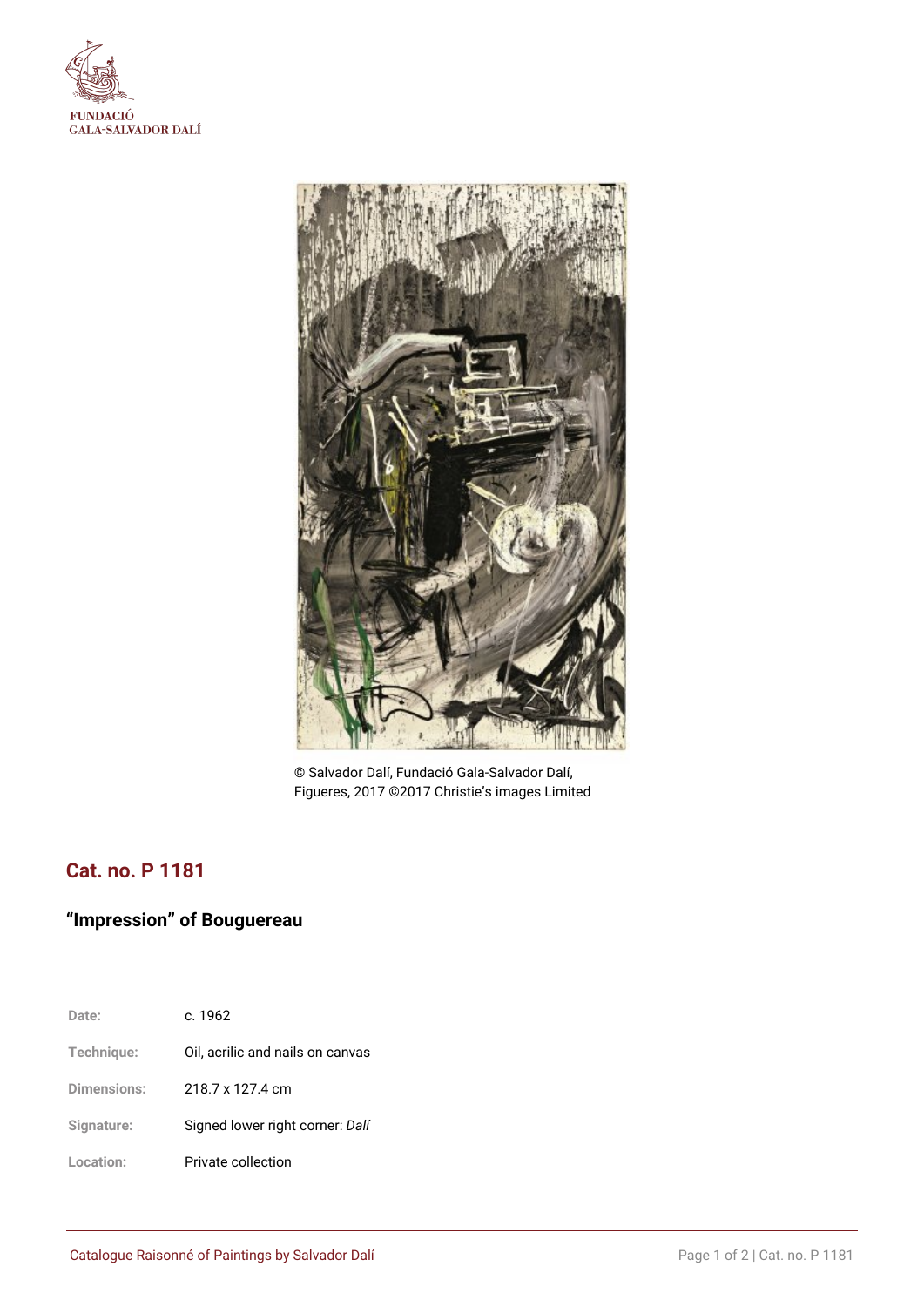FUNDACIÓ
GALA-SALVADOR DALÍ

© Salvador Dalí, Fundació Gala-Salvador Dalí, Figueres, 2017 ©2017 Christie's images Limited

## Cat. no. P 1181

### "Impression" of Bouguereau

| | |
|---|---|
| Date: | c. 1962 |
| Technique: | Oil, acrilic and nails on canvas |
| Dimensions: | 218.7 x 127.4 cm |
| Signature: | Signed lower right corner: *Dalí* |
| Location: | Private collection |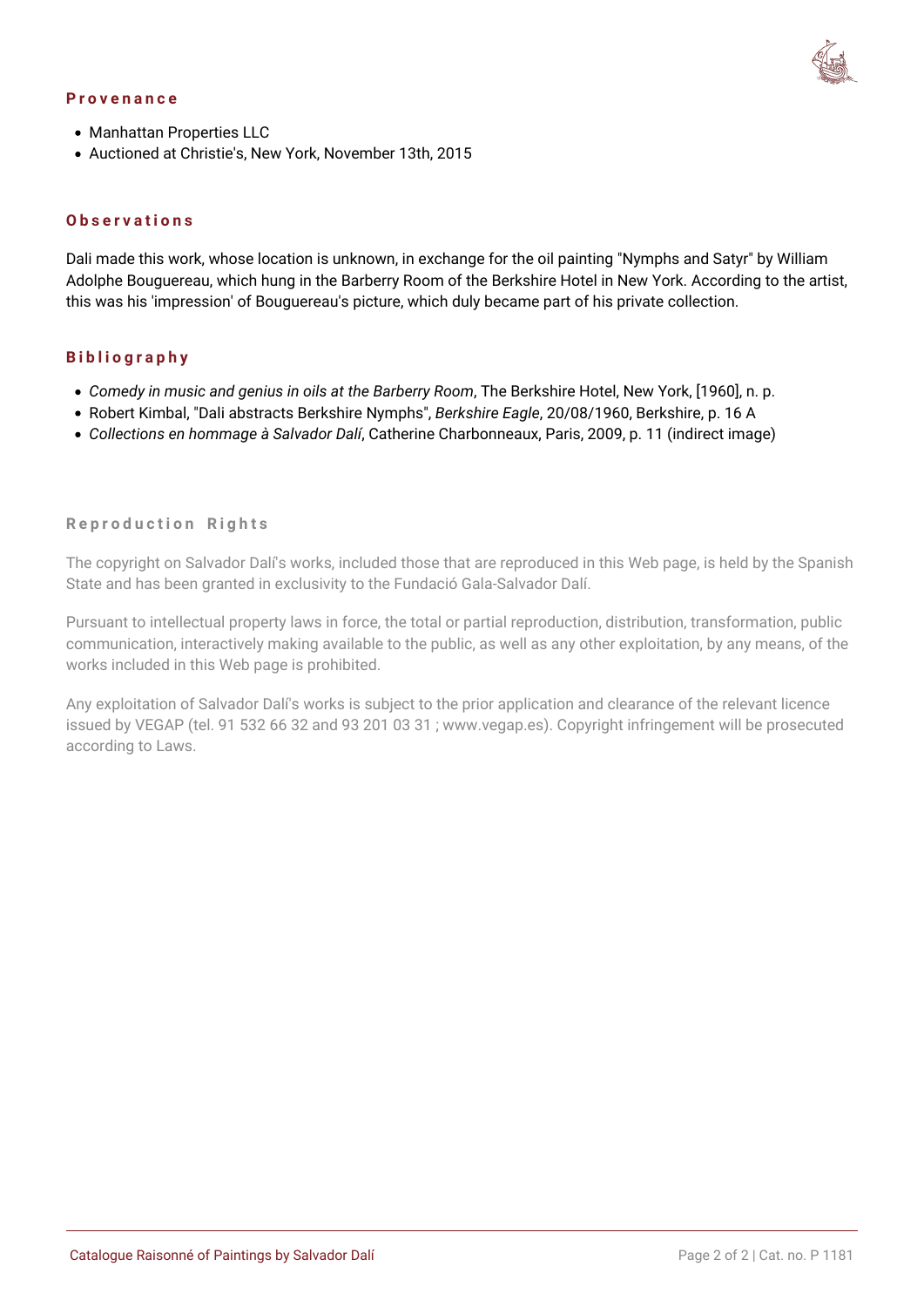## Provenance

- Manhattan Properties LLC
- Auctioned at Christie's, New York, November 13th, 2015

## Observations

Dali made this work, whose location is unknown, in exchange for the oil painting "Nymphs and Satyr" by William Adolphe Bouguereau, which hung in the Barberry Room of the Berkshire Hotel in New York. According to the artist, this was his 'impression' of Bouguereau's picture, which duly became part of his private collection.

## Bibliography

- *Comedy in music and genius in oils at the Barberry Room*, The Berkshire Hotel, New York, [1960], n. p.
- Robert Kimbal, "Dali abstracts Berkshire Nymphs", *Berkshire Eagle*, 20/08/1960, Berkshire, p. 16 A
- *Collections en hommage à Salvador Dalí*, Catherine Charbonneaux, Paris, 2009, p. 11 (indirect image)

## Reproduction Rights

The copyright on Salvador Dalí's works, included those that are reproduced in this Web page, is held by the Spanish State and has been granted in exclusivity to the Fundació Gala-Salvador Dalí.

Pursuant to intellectual property laws in force, the total or partial reproduction, distribution, transformation, public communication, interactively making available to the public, as well as any other exploitation, by any means, of the works included in this Web page is prohibited.

Any exploitation of Salvador Dalí's works is subject to the prior application and clearance of the relevant licence issued by VEGAP (tel. 91 532 66 32 and 93 201 03 31 ; www.vegap.es). Copyright infringement will be prosecuted according to Laws.